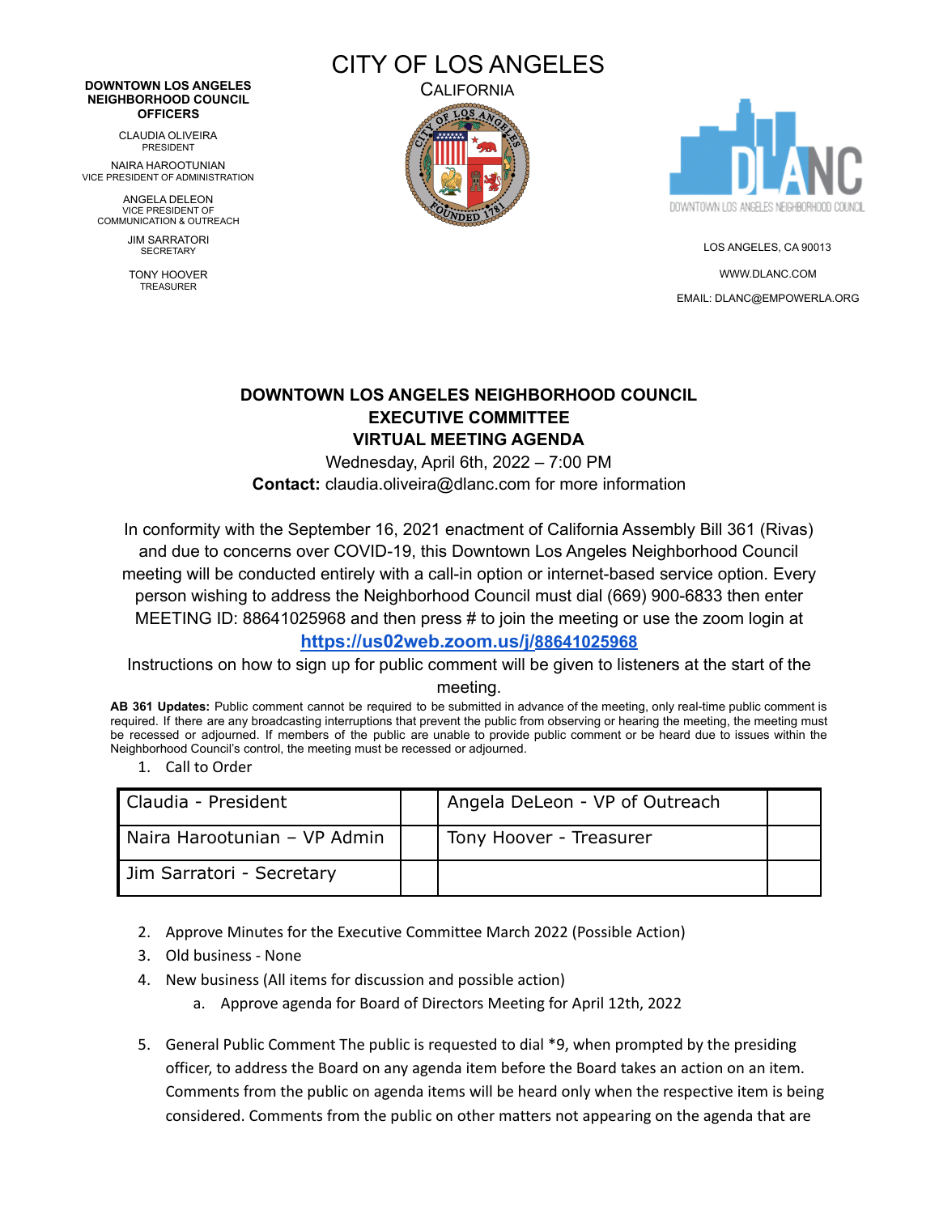**DOWNTOWN LOS ANGELES NEIGHBORHOOD COUNCIL OFFICERS**

CLAUDIA OLIVEIRA
PRESIDENT

NAIRA HAROOTUNIAN
VICE PRESIDENT OF ADMINISTRATION

ANGELA DELEON
VICE PRESIDENT OF COMMUNICATION & OUTREACH

JIM SARRATORI
SECRETARY

TONY HOOVER
TREASURER

# CITY OF LOS ANGELES

CALIFORNIA

LOS ANGELES, CA 90013

WWW.DLANC.COM

EMAIL: DLANC@EMPOWERLA.ORG

## DOWNTOWN LOS ANGELES NEIGHBORHOOD COUNCIL EXECUTIVE COMMITTEE VIRTUAL MEETING AGENDA

Wednesday, April 6th, 2022 – 7:00 PM

**Contact:** claudia.oliveira@dlanc.com for more information

In conformity with the September 16, 2021 enactment of California Assembly Bill 361 (Rivas) and due to concerns over COVID-19, this Downtown Los Angeles Neighborhood Council meeting will be conducted entirely with a call-in option or internet-based service option. Every person wishing to address the Neighborhood Council must dial (669) 900-6833 then enter MEETING ID: 88641025968 and then press # to join the meeting or use the zoom login at **https://us02web.zoom.us/j/88641025968**

Instructions on how to sign up for public comment will be given to listeners at the start of the meeting.

**AB 361 Updates:** Public comment cannot be required to be submitted in advance of the meeting, only real-time public comment is required. If there are any broadcasting interruptions that prevent the public from observing or hearing the meeting, the meeting must be recessed or adjourned. If members of the public are unable to provide public comment or be heard due to issues within the Neighborhood Council's control, the meeting must be recessed or adjourned.

1. Call to Order

| | | | |
|---|---|---|---|
| Claudia - President | | Angela DeLeon - VP of Outreach | |
| Naira Harootunian – VP Admin | | Tony Hoover - Treasurer | |
| Jim Sarratori - Secretary | | | |

2. Approve Minutes for the Executive Committee March 2022 (Possible Action)
3. Old business - None
4. New business (All items for discussion and possible action)
   a. Approve agenda for Board of Directors Meeting for April 12th, 2022
5. General Public Comment The public is requested to dial *9, when prompted by the presiding officer, to address the Board on any agenda item before the Board takes an action on an item. Comments from the public on agenda items will be heard only when the respective item is being considered. Comments from the public on other matters not appearing on the agenda that are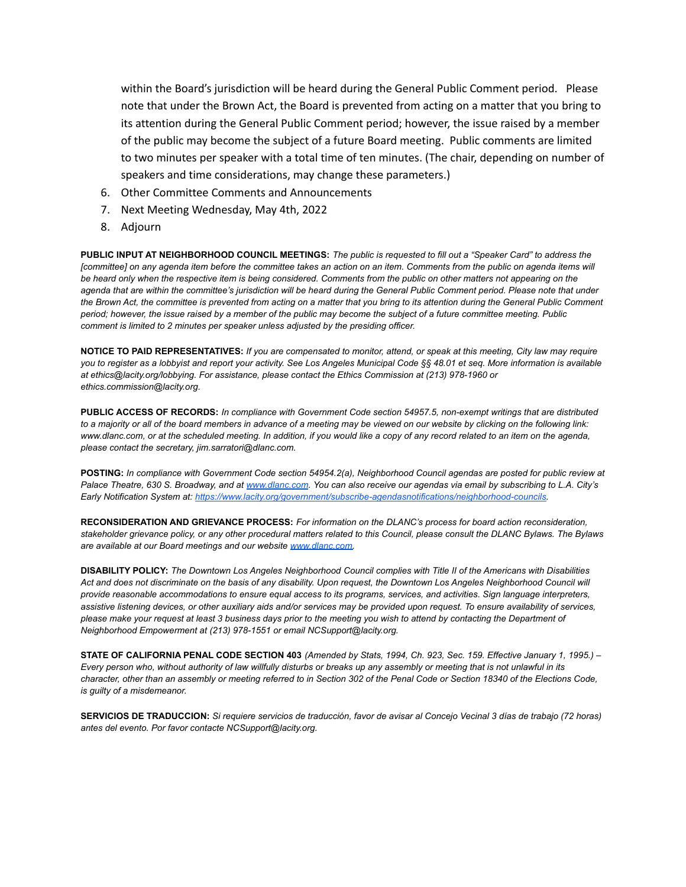within the Board's jurisdiction will be heard during the General Public Comment period. Please note that under the Brown Act, the Board is prevented from acting on a matter that you bring to its attention during the General Public Comment period; however, the issue raised by a member of the public may become the subject of a future Board meeting. Public comments are limited to two minutes per speaker with a total time of ten minutes. (The chair, depending on number of speakers and time considerations, may change these parameters.)

6. Other Committee Comments and Announcements
7. Next Meeting Wednesday, May 4th, 2022
8. Adjourn

**PUBLIC INPUT AT NEIGHBORHOOD COUNCIL MEETINGS:** *The public is requested to fill out a "Speaker Card" to address the [committee] on any agenda item before the committee takes an action on an item. Comments from the public on agenda items will be heard only when the respective item is being considered. Comments from the public on other matters not appearing on the agenda that are within the committee's jurisdiction will be heard during the General Public Comment period. Please note that under the Brown Act, the committee is prevented from acting on a matter that you bring to its attention during the General Public Comment period; however, the issue raised by a member of the public may become the subject of a future committee meeting. Public comment is limited to 2 minutes per speaker unless adjusted by the presiding officer.*

**NOTICE TO PAID REPRESENTATIVES:** *If you are compensated to monitor, attend, or speak at this meeting, City law may require you to register as a lobbyist and report your activity. See Los Angeles Municipal Code §§ 48.01 et seq. More information is available at ethics@lacity.org/lobbying. For assistance, please contact the Ethics Commission at (213) 978-1960 or ethics.commission@lacity.org.*

**PUBLIC ACCESS OF RECORDS:** *In compliance with Government Code section 54957.5, non-exempt writings that are distributed to a majority or all of the board members in advance of a meeting may be viewed on our website by clicking on the following link: www.dlanc.com, or at the scheduled meeting. In addition, if you would like a copy of any record related to an item on the agenda, please contact the secretary, jim.sarratori@dlanc.com.*

**POSTING:** *In compliance with Government Code section 54954.2(a), Neighborhood Council agendas are posted for public review at Palace Theatre, 630 S. Broadway, and at [www.dlanc.com](www.dlanc.com). You can also receive our agendas via email by subscribing to L.A. City's Early Notification System at: [https://www.lacity.org/government/subscribe-agendasnotifications/neighborhood-councils](https://www.lacity.org/government/subscribe-agendasnotifications/neighborhood-councils).*

**RECONSIDERATION AND GRIEVANCE PROCESS:** *For information on the DLANC's process for board action reconsideration, stakeholder grievance policy, or any other procedural matters related to this Council, please consult the DLANC Bylaws. The Bylaws are available at our Board meetings and our website [www.dlanc.com](www.dlanc.com).*

**DISABILITY POLICY:** *The Downtown Los Angeles Neighborhood Council complies with Title II of the Americans with Disabilities Act and does not discriminate on the basis of any disability. Upon request, the Downtown Los Angeles Neighborhood Council will provide reasonable accommodations to ensure equal access to its programs, services, and activities. Sign language interpreters, assistive listening devices, or other auxiliary aids and/or services may be provided upon request. To ensure availability of services, please make your request at least 3 business days prior to the meeting you wish to attend by contacting the Department of Neighborhood Empowerment at (213) 978-1551 or email NCSupport@lacity.org.*

**STATE OF CALIFORNIA PENAL CODE SECTION 403** *(Amended by Stats, 1994, Ch. 923, Sec. 159. Effective January 1, 1995.) – Every person who, without authority of law willfully disturbs or breaks up any assembly or meeting that is not unlawful in its character, other than an assembly or meeting referred to in Section 302 of the Penal Code or Section 18340 of the Elections Code, is guilty of a misdemeanor.*

**SERVICIOS DE TRADUCCION:** *Si requiere servicios de traducción, favor de avisar al Concejo Vecinal 3 días de trabajo (72 horas) antes del evento. Por favor contacte NCSupport@lacity.org.*